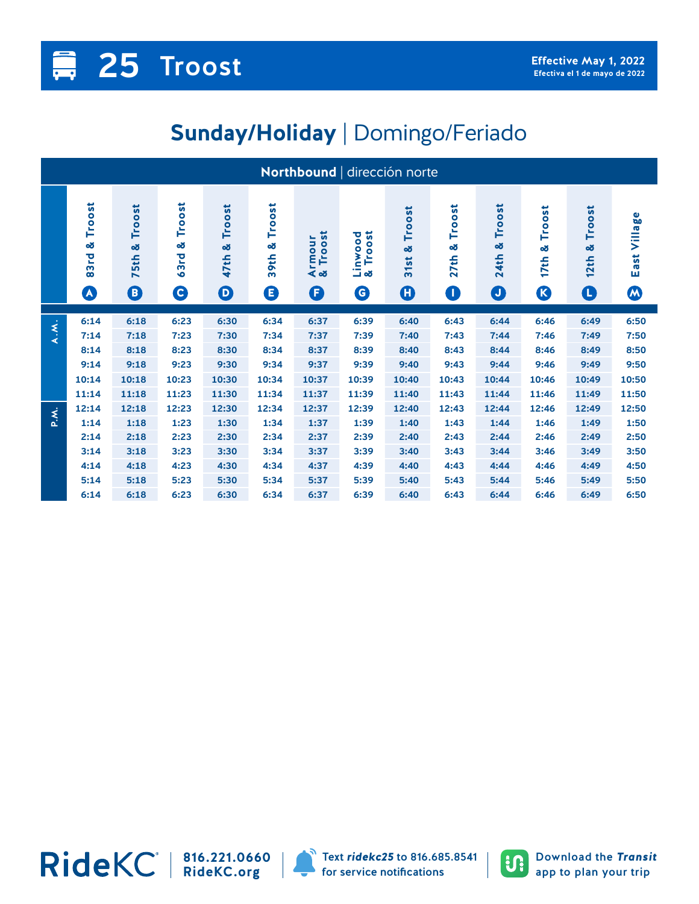# 25 Troost

**Effective May 1, 2022**
**Efectiva el 1 de mayo de 2022**

## Sunday/Holiday | Domingo/Feriado

### Northbound | dirección norte

| | 83rd & Troost (A) | 75th & Troost (B) | 63rd & Troost (C) | 47th & Troost (D) | 39th & Troost (E) | Armour & Troost (F) | Linwood & Troost (G) | 31st & Troost (H) | 27th & Troost (I) | 24th & Troost (J) | 17th & Troost (K) | 12th & Troost (L) | East Village (M) |
|---|---|---|---|---|---|---|---|---|---|---|---|---|---|
| A.M. | 6:14 | 6:18 | 6:23 | 6:30 | 6:34 | 6:37 | 6:39 | 6:40 | 6:43 | 6:44 | 6:46 | 6:49 | 6:50 |
| | 7:14 | 7:18 | 7:23 | 7:30 | 7:34 | 7:37 | 7:39 | 7:40 | 7:43 | 7:44 | 7:46 | 7:49 | 7:50 |
| | 8:14 | 8:18 | 8:23 | 8:30 | 8:34 | 8:37 | 8:39 | 8:40 | 8:43 | 8:44 | 8:46 | 8:49 | 8:50 |
| | 9:14 | 9:18 | 9:23 | 9:30 | 9:34 | 9:37 | 9:39 | 9:40 | 9:43 | 9:44 | 9:46 | 9:49 | 9:50 |
| | 10:14 | 10:18 | 10:23 | 10:30 | 10:34 | 10:37 | 10:39 | 10:40 | 10:43 | 10:44 | 10:46 | 10:49 | 10:50 |
| | 11:14 | 11:18 | 11:23 | 11:30 | 11:34 | 11:37 | 11:39 | 11:40 | 11:43 | 11:44 | 11:46 | 11:49 | 11:50 |
| P.M. | 12:14 | 12:18 | 12:23 | 12:30 | 12:34 | 12:37 | 12:39 | 12:40 | 12:43 | 12:44 | 12:46 | 12:49 | 12:50 |
| | 1:14 | 1:18 | 1:23 | 1:30 | 1:34 | 1:37 | 1:39 | 1:40 | 1:43 | 1:44 | 1:46 | 1:49 | 1:50 |
| | 2:14 | 2:18 | 2:23 | 2:30 | 2:34 | 2:37 | 2:39 | 2:40 | 2:43 | 2:44 | 2:46 | 2:49 | 2:50 |
| | 3:14 | 3:18 | 3:23 | 3:30 | 3:34 | 3:37 | 3:39 | 3:40 | 3:43 | 3:44 | 3:46 | 3:49 | 3:50 |
| | 4:14 | 4:18 | 4:23 | 4:30 | 4:34 | 4:37 | 4:39 | 4:40 | 4:43 | 4:44 | 4:46 | 4:49 | 4:50 |
| | 5:14 | 5:18 | 5:23 | 5:30 | 5:34 | 5:37 | 5:39 | 5:40 | 5:43 | 5:44 | 5:46 | 5:49 | 5:50 |
| | 6:14 | 6:18 | 6:23 | 6:30 | 6:34 | 6:37 | 6:39 | 6:40 | 6:43 | 6:44 | 6:46 | 6:49 | 6:50 |

RideKC® 816.221.0660 RideKC.org

Text ***ridekc25*** to 816.685.8541 for service notifications

Download the ***Transit*** app to plan your trip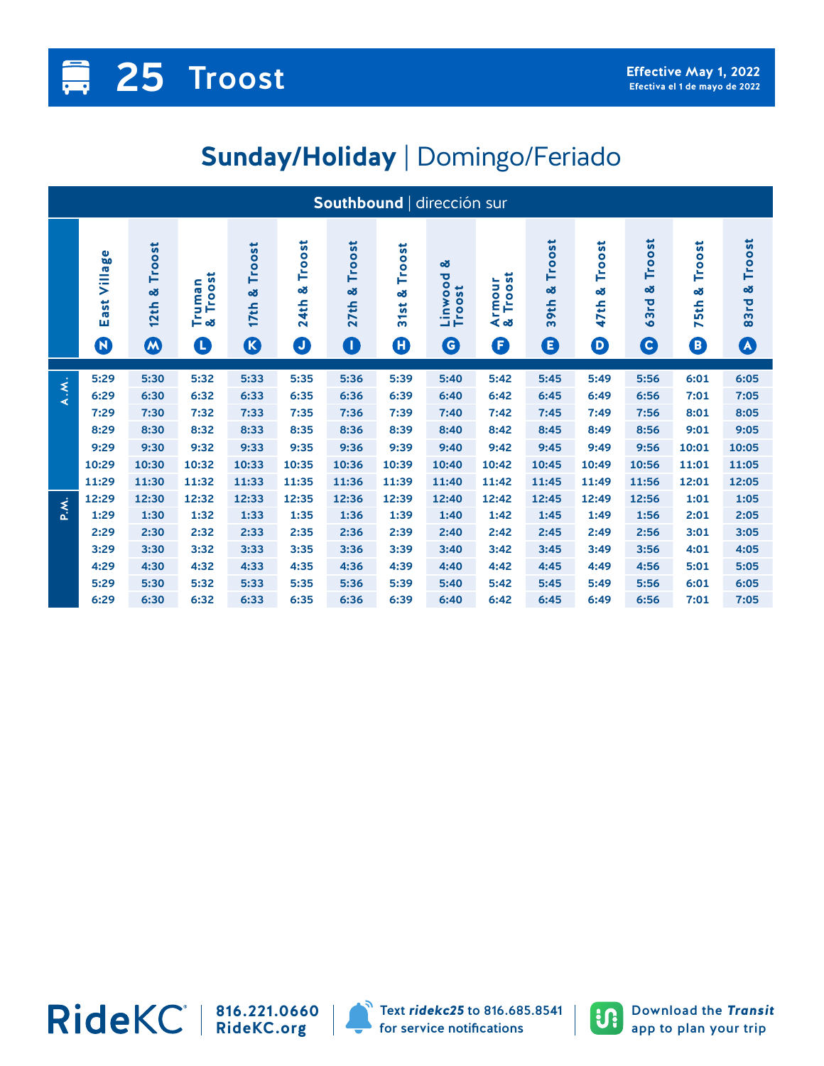# 25 Troost

**Effective May 1, 2022**
**Efectiva el 1 de mayo de 2022**

## Sunday/Holiday | Domingo/Feriado

### Southbound | dirección sur

| | East Village (N) | 12th & Troost (M) | Truman & Troost (L) | 17th & Troost (K) | 24th & Troost (J) | 27th & Troost (I) | 31st & Troost (H) | Linwood & Troost (G) | Armour & Troost (F) | 39th & Troost (E) | 47th & Troost (D) | 63rd & Troost (C) | 75th & Troost (B) | 83rd & Troost (A) |
|---|---|---|---|---|---|---|---|---|---|---|---|---|---|---|
| A.M. | 5:29 | 5:30 | 5:32 | 5:33 | 5:35 | 5:36 | 5:39 | 5:40 | 5:42 | 5:45 | 5:49 | 5:56 | 6:01 | 6:05 |
| A.M. | 6:29 | 6:30 | 6:32 | 6:33 | 6:35 | 6:36 | 6:39 | 6:40 | 6:42 | 6:45 | 6:49 | 6:56 | 7:01 | 7:05 |
| A.M. | 7:29 | 7:30 | 7:32 | 7:33 | 7:35 | 7:36 | 7:39 | 7:40 | 7:42 | 7:45 | 7:49 | 7:56 | 8:01 | 8:05 |
| A.M. | 8:29 | 8:30 | 8:32 | 8:33 | 8:35 | 8:36 | 8:39 | 8:40 | 8:42 | 8:45 | 8:49 | 8:56 | 9:01 | 9:05 |
| A.M. | 9:29 | 9:30 | 9:32 | 9:33 | 9:35 | 9:36 | 9:39 | 9:40 | 9:42 | 9:45 | 9:49 | 9:56 | 10:01 | 10:05 |
| A.M. | 10:29 | 10:30 | 10:32 | 10:33 | 10:35 | 10:36 | 10:39 | 10:40 | 10:42 | 10:45 | 10:49 | 10:56 | 11:01 | 11:05 |
| A.M. | 11:29 | 11:30 | 11:32 | 11:33 | 11:35 | 11:36 | 11:39 | 11:40 | 11:42 | 11:45 | 11:49 | 11:56 | 12:01 | 12:05 |
| P.M. | 12:29 | 12:30 | 12:32 | 12:33 | 12:35 | 12:36 | 12:39 | 12:40 | 12:42 | 12:45 | 12:49 | 12:56 | 1:01 | 1:05 |
| P.M. | 1:29 | 1:30 | 1:32 | 1:33 | 1:35 | 1:36 | 1:39 | 1:40 | 1:42 | 1:45 | 1:49 | 1:56 | 2:01 | 2:05 |
| P.M. | 2:29 | 2:30 | 2:32 | 2:33 | 2:35 | 2:36 | 2:39 | 2:40 | 2:42 | 2:45 | 2:49 | 2:56 | 3:01 | 3:05 |
| P.M. | 3:29 | 3:30 | 3:32 | 3:33 | 3:35 | 3:36 | 3:39 | 3:40 | 3:42 | 3:45 | 3:49 | 3:56 | 4:01 | 4:05 |
| P.M. | 4:29 | 4:30 | 4:32 | 4:33 | 4:35 | 4:36 | 4:39 | 4:40 | 4:42 | 4:45 | 4:49 | 4:56 | 5:01 | 5:05 |
| P.M. | 5:29 | 5:30 | 5:32 | 5:33 | 5:35 | 5:36 | 5:39 | 5:40 | 5:42 | 5:45 | 5:49 | 5:56 | 6:01 | 6:05 |
| P.M. | 6:29 | 6:30 | 6:32 | 6:33 | 6:35 | 6:36 | 6:39 | 6:40 | 6:42 | 6:45 | 6:49 | 6:56 | 7:01 | 7:05 |

RideKC | 816.221.0660 | RideKC.org

Text ***ridekc25*** to 816.685.8541 for service notifications

Download the ***Transit*** app to plan your trip